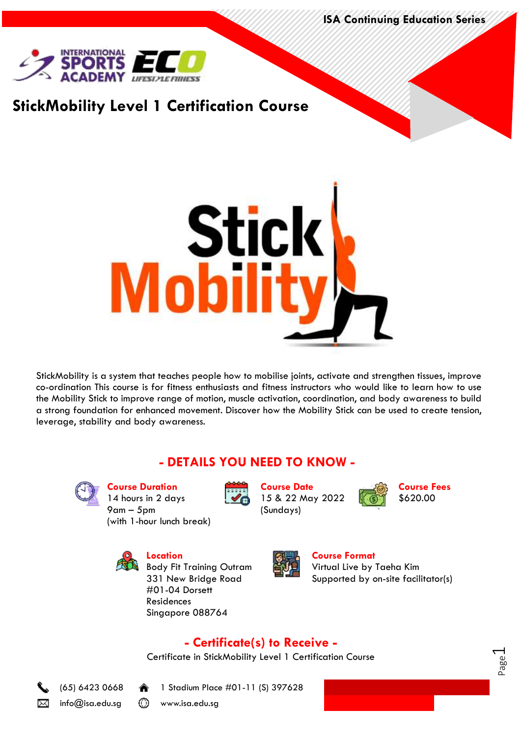ISA Continuing Education Series

# StickMobility Level 1 Certification Course

StickMobility is a system that teaches people how to mobilise joints, activate and strengthen tissues, improve co-ordination This course is for fitness enthusiasts and fitness instructors who would like to learn how to use the Mobility Stick to improve range of motion, muscle activation, coordination, and body awareness to build a strong foundation for enhanced movement. Discover how the Mobility Stick can be used to create tension, leverage, stability and body awareness.

## - DETAILS YOU NEED TO KNOW -

**Course Duration**
14 hours in 2 days
9am – 5pm
(with 1-hour lunch break)

**Course Date**
15 & 22 May 2022
(Sundays)

**Course Fees**
$620.00

**Location**
Body Fit Training Outram
331 New Bridge Road
#01-04 Dorsett
Residences
Singapore 088764

**Course Format**
Virtual Live by Taeha Kim
Supported by on-site facilitator(s)

## - Certificate(s) to Receive -

Certificate in StickMobility Level 1 Certification Course

(65) 6423 0668 | 1 Stadium Place #01-11 (S) 397628
info@isa.edu.sg | www.isa.edu.sg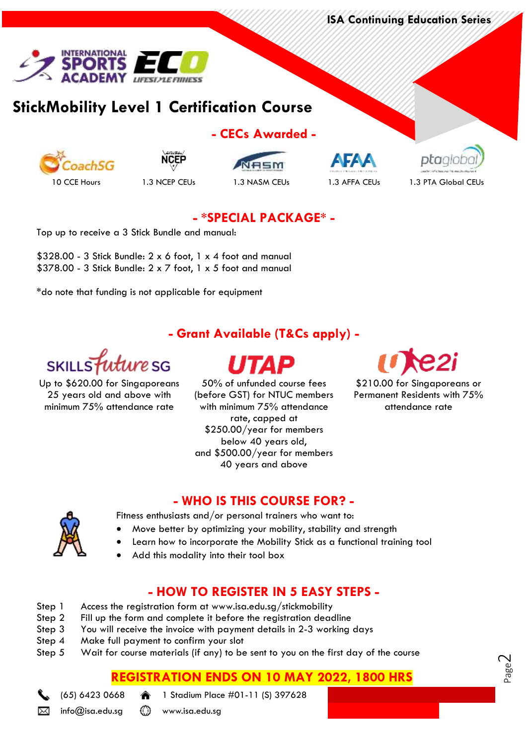ISA Continuing Education Series

# StickMobility Level 1 Certification Course

## - CECs Awarded -

| CoachSG | NCEP | NASM | AFAA | ptaglobal |
|---|---|---|---|---|
| 10 CCE Hours | 1.3 NCEP CEUs | 1.3 NASM CEUs | 1.3 AFFA CEUs | 1.3 PTA Global CEUs |

## - *SPECIAL PACKAGE* -

Top up to receive a 3 Stick Bundle and manual:

$328.00 - 3 Stick Bundle: 2 x 6 foot, 1 x 4 foot and manual
$378.00 - 3 Stick Bundle: 2 x 7 foot, 1 x 5 foot and manual

*do note that funding is not applicable for equipment

## - Grant Available (T&Cs apply) -

**SkillsFuture SG**
Up to $620.00 for Singaporeans 25 years old and above with minimum 75% attendance rate

**UTAP**
50% of unfunded course fees (before GST) for NTUC members with minimum 75% attendance rate, capped at $250.00/year for members below 40 years old, and $500.00/year for members 40 years and above

**U e2i**
$210.00 for Singaporeans or Permanent Residents with 75% attendance rate

## - WHO IS THIS COURSE FOR? -

Fitness enthusiasts and/or personal trainers who want to:

- Move better by optimizing your mobility, stability and strength
- Learn how to incorporate the Mobility Stick as a functional training tool
- Add this modality into their tool box

## - HOW TO REGISTER IN 5 EASY STEPS -

| | |
|---|---|
| Step 1 | Access the registration form at www.isa.edu.sg/stickmobility |
| Step 2 | Fill up the form and complete it before the registration deadline |
| Step 3 | You will receive the invoice with payment details in 2-3 working days |
| Step 4 | Make full payment to confirm your slot |
| Step 5 | Wait for course materials (if any) to be sent to you on the first day of the course |

**REGISTRATION ENDS ON 10 MAY 2022, 1800 HRS**

(65) 6423 0668 | 1 Stadium Place #01-11 (S) 397628
info@isa.edu.sg | www.isa.edu.sg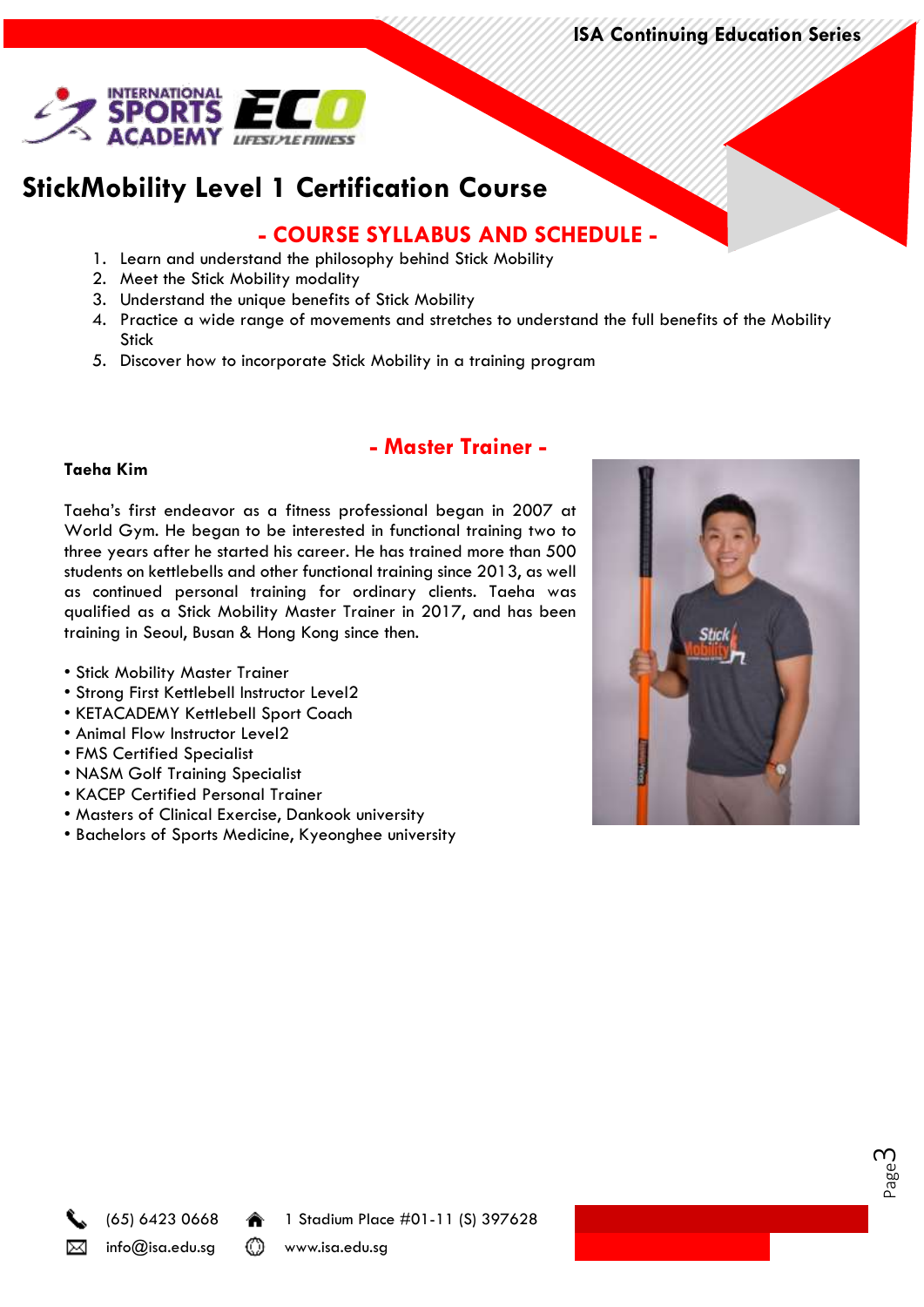# StickMobility Level 1 Certification Course

## - COURSE SYLLABUS AND SCHEDULE -

1. Learn and understand the philosophy behind Stick Mobility
2. Meet the Stick Mobility modality
3. Understand the unique benefits of Stick Mobility
4. Practice a wide range of movements and stretches to understand the full benefits of the Mobility Stick
5. Discover how to incorporate Stick Mobility in a training program

## - Master Trainer -

**Taeha Kim**

Taeha's first endeavor as a fitness professional began in 2007 at World Gym. He began to be interested in functional training two to three years after he started his career. He has trained more than 500 students on kettlebells and other functional training since 2013, as well as continued personal training for ordinary clients. Taeha was qualified as a Stick Mobility Master Trainer in 2017, and has been training in Seoul, Busan & Hong Kong since then.

- Stick Mobility Master Trainer
- Strong First Kettlebell Instructor Level2
- KETACADEMY Kettlebell Sport Coach
- Animal Flow Instructor Level2
- FMS Certified Specialist
- NASM Golf Training Specialist
- KACEP Certified Personal Trainer
- Masters of Clinical Exercise, Dankook university
- Bachelors of Sports Medicine, Kyeonghee university

(65) 6423 0668 | 1 Stadium Place #01-11 (S) 397628
info@isa.edu.sg | www.isa.edu.sg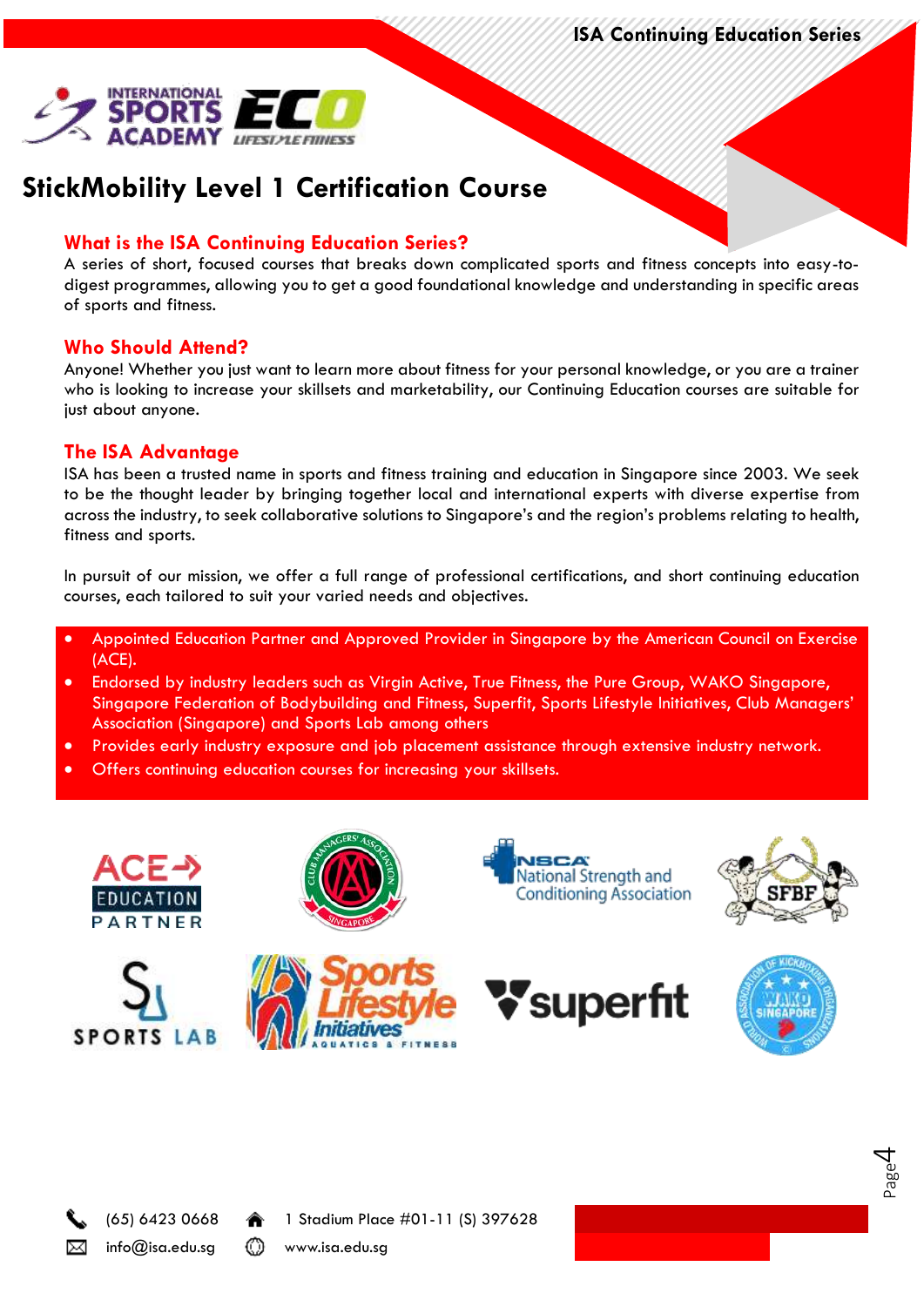# StickMobility Level 1 Certification Course

## What is the ISA Continuing Education Series?

A series of short, focused courses that breaks down complicated sports and fitness concepts into easy-to-digest programmes, allowing you to get a good foundational knowledge and understanding in specific areas of sports and fitness.

## Who Should Attend?

Anyone! Whether you just want to learn more about fitness for your personal knowledge, or you are a trainer who is looking to increase your skillsets and marketability, our Continuing Education courses are suitable for just about anyone.

## The ISA Advantage

ISA has been a trusted name in sports and fitness training and education in Singapore since 2003. We seek to be the thought leader by bringing together local and international experts with diverse expertise from across the industry, to seek collaborative solutions to Singapore's and the region's problems relating to health, fitness and sports.

In pursuit of our mission, we offer a full range of professional certifications, and short continuing education courses, each tailored to suit your varied needs and objectives.

- Appointed Education Partner and Approved Provider in Singapore by the American Council on Exercise (ACE).
- Endorsed by industry leaders such as Virgin Active, True Fitness, the Pure Group, WAKO Singapore, Singapore Federation of Bodybuilding and Fitness, Superfit, Sports Lifestyle Initiatives, Club Managers' Association (Singapore) and Sports Lab among others
- Provides early industry exposure and job placement assistance through extensive industry network.
- Offers continuing education courses for increasing your skillsets.

(65) 6423 0668 | 1 Stadium Place #01-11 (S) 397628

info@isa.edu.sg | www.isa.edu.sg